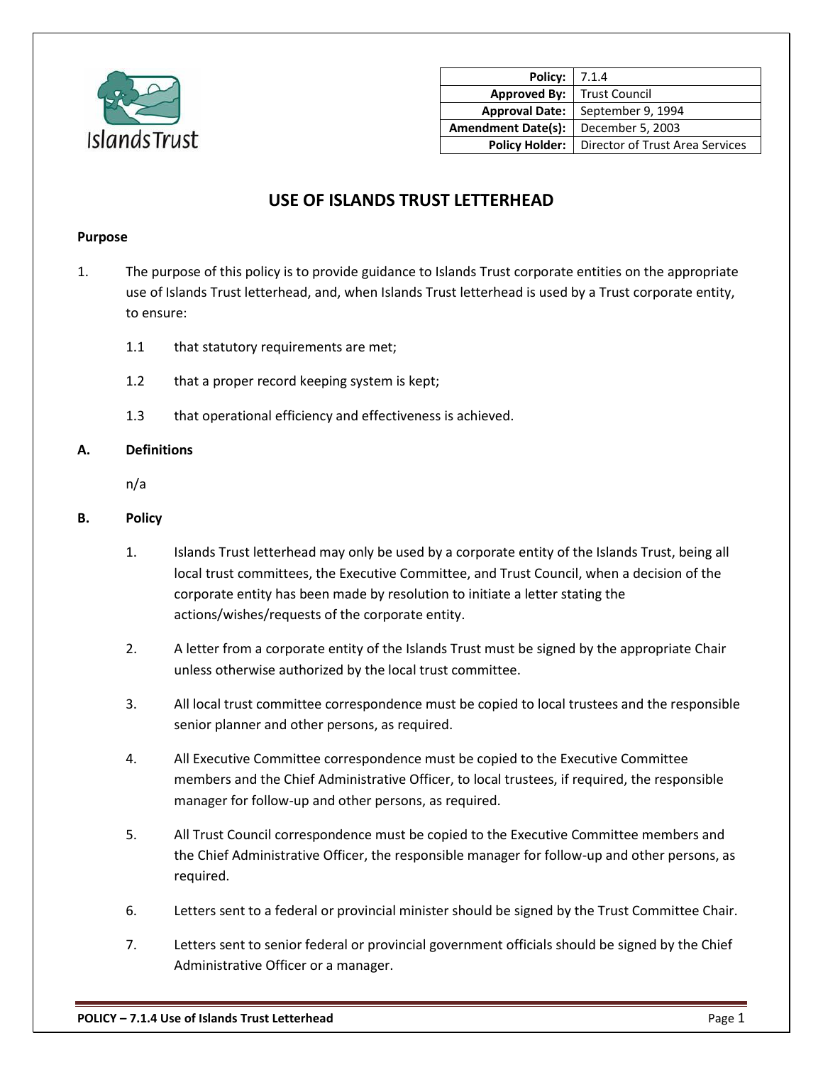| Policy: | 7.1.4 |
|---:|---|
| Approved By: | Trust Council |
| Approval Date: | September 9, 1994 |
| Amendment Date(s): | December 5, 2003 |
| Policy Holder: | Director of Trust Area Services |

# USE OF ISLANDS TRUST LETTERHEAD

**Purpose**

1. The purpose of this policy is to provide guidance to Islands Trust corporate entities on the appropriate use of Islands Trust letterhead, and, when Islands Trust letterhead is used by a Trust corporate entity, to ensure:

   1.1 that statutory requirements are met;

   1.2 that a proper record keeping system is kept;

   1.3 that operational efficiency and effectiveness is achieved.

**A. Definitions**

n/a

**B. Policy**

1. Islands Trust letterhead may only be used by a corporate entity of the Islands Trust, being all local trust committees, the Executive Committee, and Trust Council, when a decision of the corporate entity has been made by resolution to initiate a letter stating the actions/wishes/requests of the corporate entity.

2. A letter from a corporate entity of the Islands Trust must be signed by the appropriate Chair unless otherwise authorized by the local trust committee.

3. All local trust committee correspondence must be copied to local trustees and the responsible senior planner and other persons, as required.

4. All Executive Committee correspondence must be copied to the Executive Committee members and the Chief Administrative Officer, to local trustees, if required, the responsible manager for follow-up and other persons, as required.

5. All Trust Council correspondence must be copied to the Executive Committee members and the Chief Administrative Officer, the responsible manager for follow-up and other persons, as required.

6. Letters sent to a federal or provincial minister should be signed by the Trust Committee Chair.

7. Letters sent to senior federal or provincial government officials should be signed by the Chief Administrative Officer or a manager.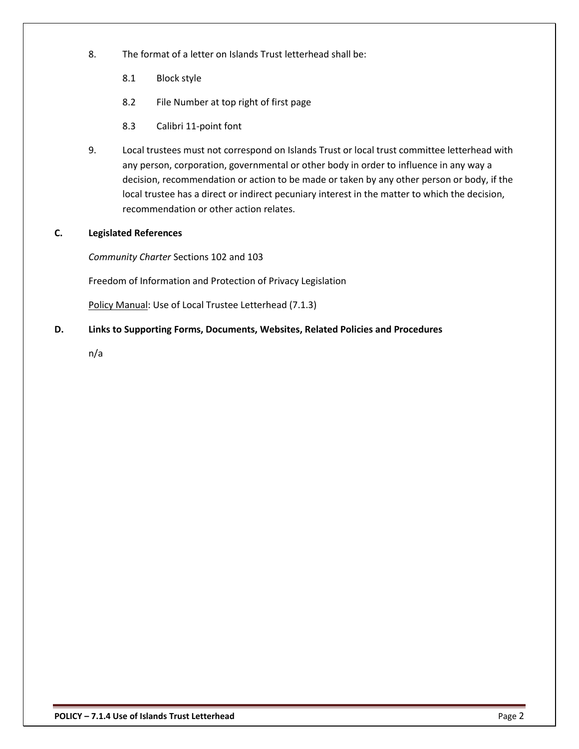8. The format of a letter on Islands Trust letterhead shall be:

   8.1 Block style

   8.2 File Number at top right of first page

   8.3 Calibri 11-point font

9. Local trustees must not correspond on Islands Trust or local trust committee letterhead with any person, corporation, governmental or other body in order to influence in any way a decision, recommendation or action to be made or taken by any other person or body, if the local trustee has a direct or indirect pecuniary interest in the matter to which the decision, recommendation or other action relates.

## C. Legislated References

*Community Charter* Sections 102 and 103

Freedom of Information and Protection of Privacy Legislation

Policy Manual: Use of Local Trustee Letterhead (7.1.3)

## D. Links to Supporting Forms, Documents, Websites, Related Policies and Procedures

n/a